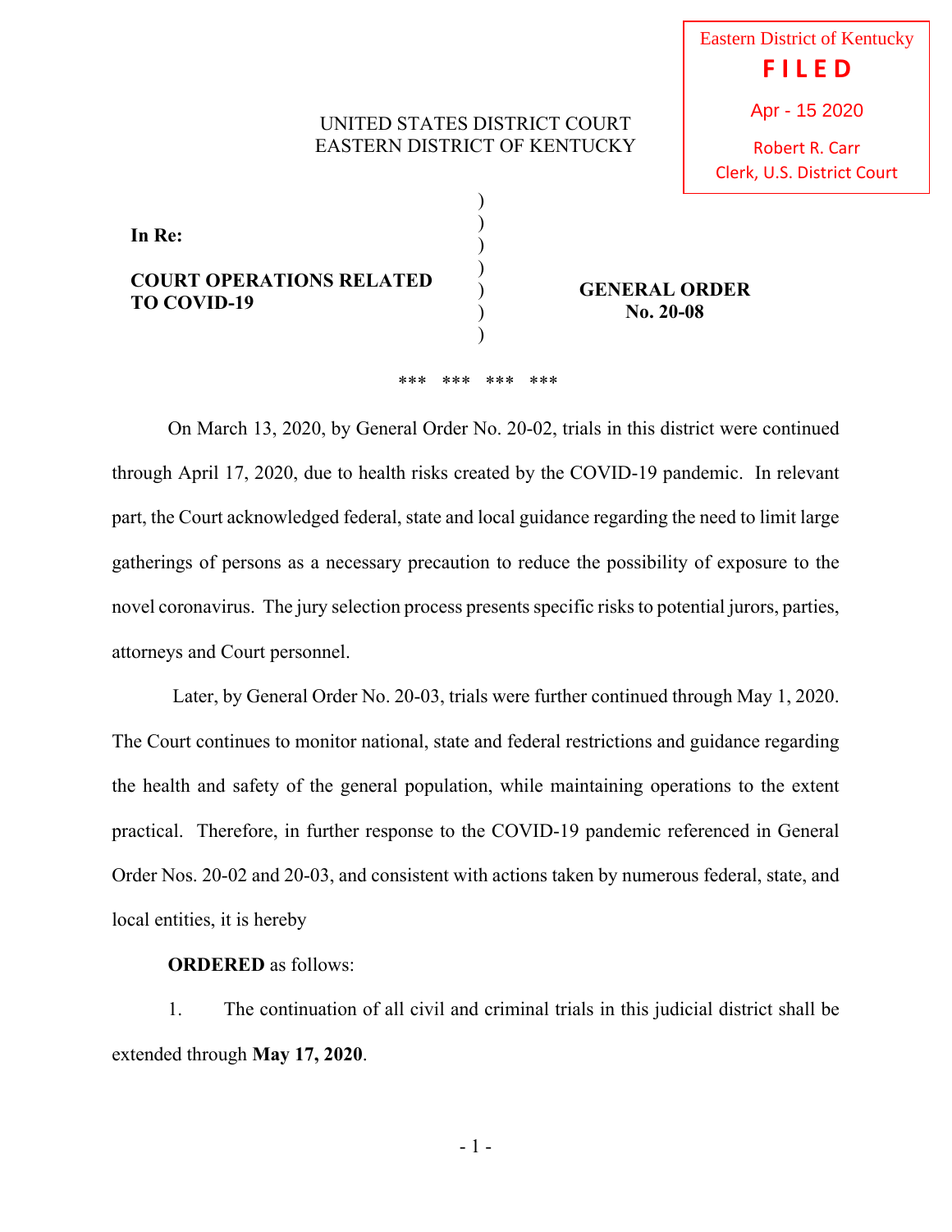Eastern District of Kentucky
**FILED**
Apr - 15 2020
Robert R. Carr
Clerk, U.S. District Court

UNITED STATES DISTRICT COURT
EASTERN DISTRICT OF KENTUCKY

**In Re:**

**COURT OPERATIONS RELATED TO COVID-19**

**GENERAL ORDER No. 20-08**

\*\*\* \*\*\* \*\*\* \*\*\*

On March 13, 2020, by General Order No. 20-02, trials in this district were continued through April 17, 2020, due to health risks created by the COVID-19 pandemic. In relevant part, the Court acknowledged federal, state and local guidance regarding the need to limit large gatherings of persons as a necessary precaution to reduce the possibility of exposure to the novel coronavirus. The jury selection process presents specific risks to potential jurors, parties, attorneys and Court personnel.

Later, by General Order No. 20-03, trials were further continued through May 1, 2020. The Court continues to monitor national, state and federal restrictions and guidance regarding the health and safety of the general population, while maintaining operations to the extent practical. Therefore, in further response to the COVID-19 pandemic referenced in General Order Nos. 20-02 and 20-03, and consistent with actions taken by numerous federal, state, and local entities, it is hereby

**ORDERED** as follows:

1. The continuation of all civil and criminal trials in this judicial district shall be extended through **May 17, 2020**.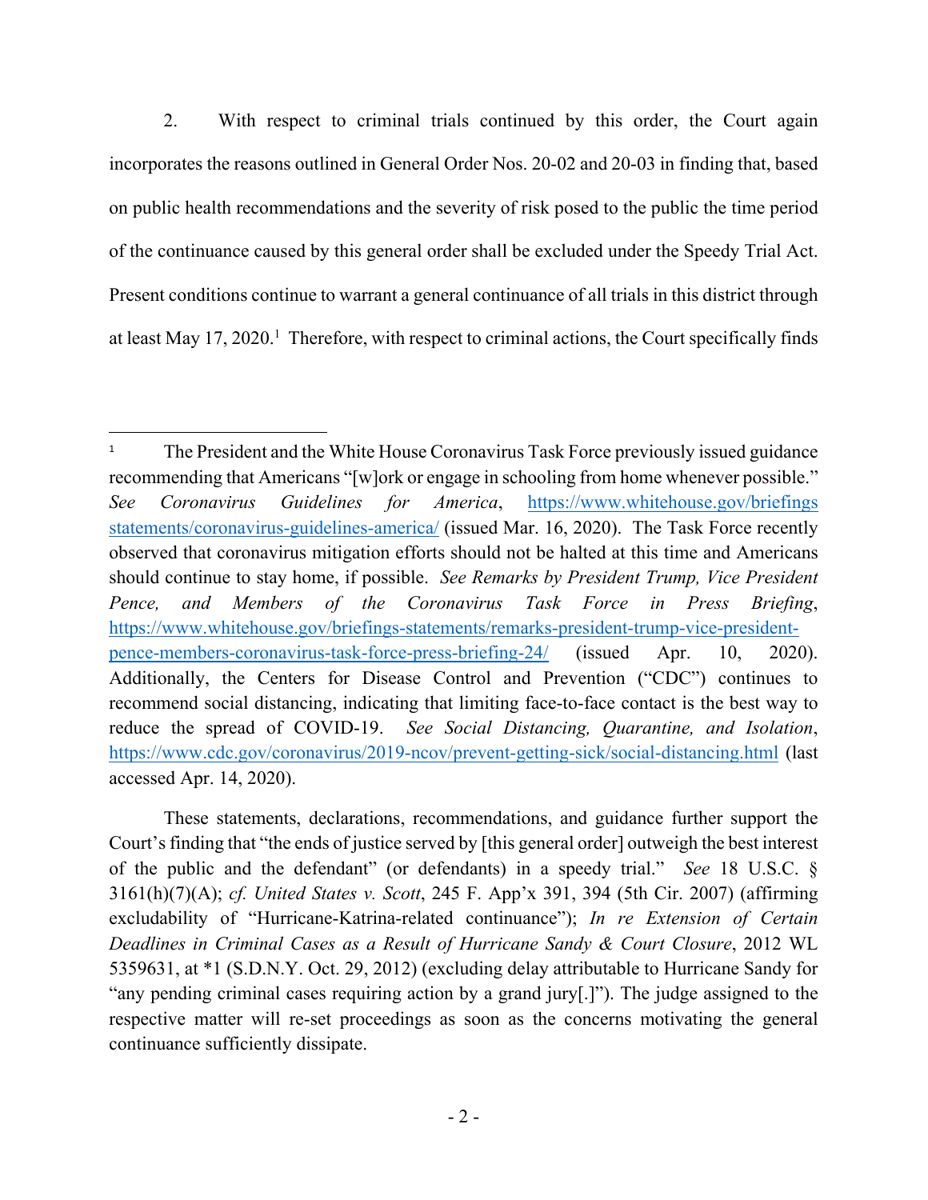2. With respect to criminal trials continued by this order, the Court again incorporates the reasons outlined in General Order Nos. 20-02 and 20-03 in finding that, based on public health recommendations and the severity of risk posed to the public the time period of the continuance caused by this general order shall be excluded under the Speedy Trial Act. Present conditions continue to warrant a general continuance of all trials in this district through at least May 17, 2020.[1] Therefore, with respect to criminal actions, the Court specifically finds

---

[1] The President and the White House Coronavirus Task Force previously issued guidance recommending that Americans "[w]ork or engage in schooling from home whenever possible." *See Coronavirus Guidelines for America*, https://www.whitehouse.gov/briefings statements/coronavirus-guidelines-america/ (issued Mar. 16, 2020). The Task Force recently observed that coronavirus mitigation efforts should not be halted at this time and Americans should continue to stay home, if possible. *See Remarks by President Trump, Vice President Pence, and Members of the Coronavirus Task Force in Press Briefing*, https://www.whitehouse.gov/briefings-statements/remarks-president-trump-vice-president-pence-members-coronavirus-task-force-press-briefing-24/ (issued Apr. 10, 2020). Additionally, the Centers for Disease Control and Prevention ("CDC") continues to recommend social distancing, indicating that limiting face-to-face contact is the best way to reduce the spread of COVID-19. *See Social Distancing, Quarantine, and Isolation*, https://www.cdc.gov/coronavirus/2019-ncov/prevent-getting-sick/social-distancing.html (last accessed Apr. 14, 2020).

These statements, declarations, recommendations, and guidance further support the Court's finding that "the ends of justice served by [this general order] outweigh the best interest of the public and the defendant" (or defendants) in a speedy trial." *See* 18 U.S.C. § 3161(h)(7)(A); *cf. United States v. Scott*, 245 F. App'x 391, 394 (5th Cir. 2007) (affirming excludability of "Hurricane-Katrina-related continuance"); *In re Extension of Certain Deadlines in Criminal Cases as a Result of Hurricane Sandy & Court Closure*, 2012 WL 5359631, at *1 (S.D.N.Y. Oct. 29, 2012) (excluding delay attributable to Hurricane Sandy for "any pending criminal cases requiring action by a grand jury[.]"). The judge assigned to the respective matter will re-set proceedings as soon as the concerns motivating the general continuance sufficiently dissipate.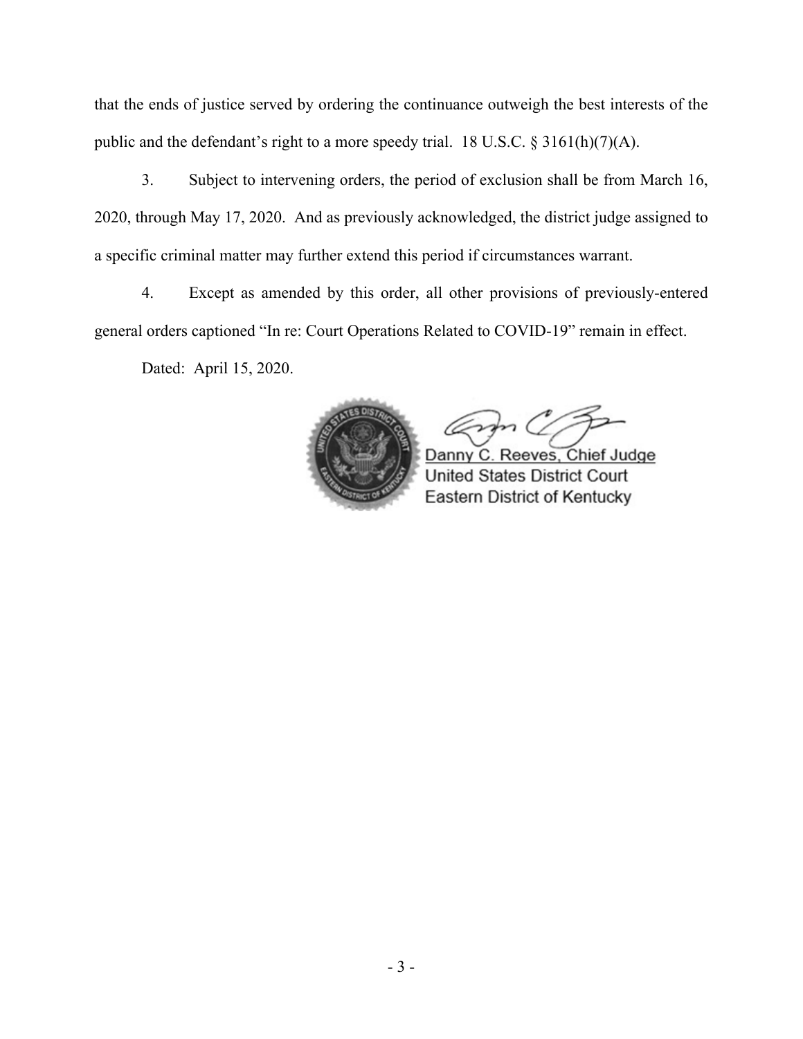that the ends of justice served by ordering the continuance outweigh the best interests of the public and the defendant's right to a more speedy trial. 18 U.S.C. § 3161(h)(7)(A).

3. Subject to intervening orders, the period of exclusion shall be from March 16, 2020, through May 17, 2020. And as previously acknowledged, the district judge assigned to a specific criminal matter may further extend this period if circumstances warrant.

4. Except as amended by this order, all other provisions of previously-entered general orders captioned "In re: Court Operations Related to COVID-19" remain in effect.

Dated: April 15, 2020.

Danny C. Reeves, Chief Judge
United States District Court
Eastern District of Kentucky